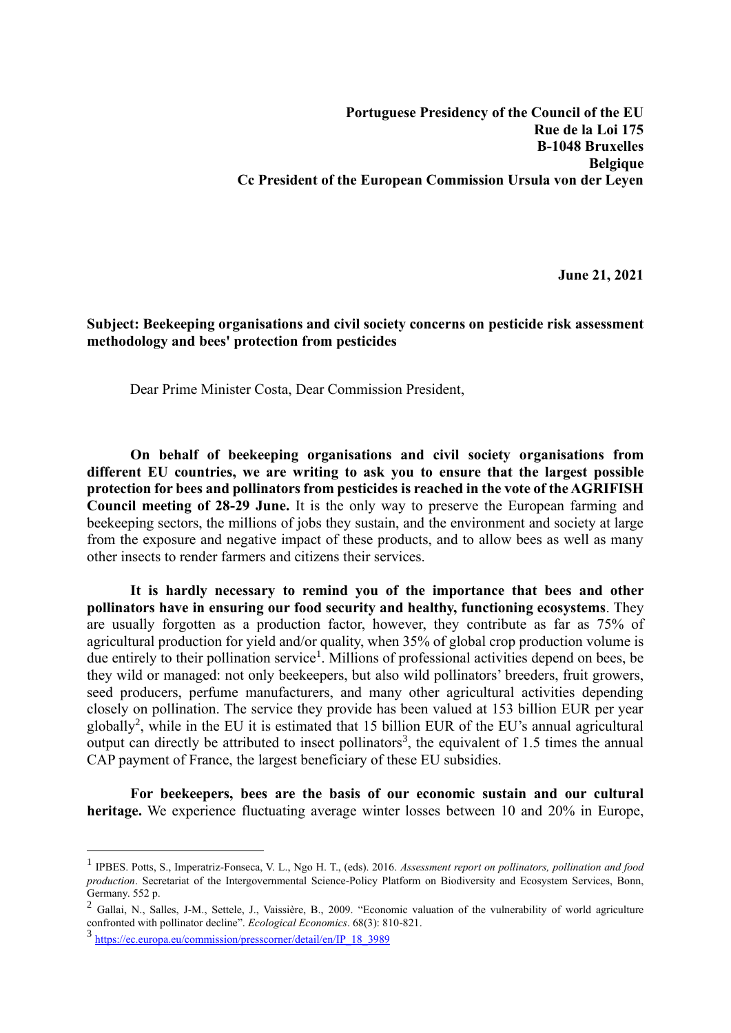**Portuguese Presidency of the Council of the EU**
**Rue de la Loi 175**
**B-1048 Bruxelles**
**Belgique**
**Cc President of the European Commission Ursula von der Leyen**

**June 21, 2021**

**Subject: Beekeeping organisations and civil society concerns on pesticide risk assessment methodology and bees' protection from pesticides**

Dear Prime Minister Costa, Dear Commission President,

**On behalf of beekeeping organisations and civil society organisations from different EU countries, we are writing to ask you to ensure that the largest possible protection for bees and pollinators from pesticides is reached in the vote of the AGRIFISH Council meeting of 28-29 June.** It is the only way to preserve the European farming and beekeeping sectors, the millions of jobs they sustain, and the environment and society at large from the exposure and negative impact of these products, and to allow bees as well as many other insects to render farmers and citizens their services.

**It is hardly necessary to remind you of the importance that bees and other pollinators have in ensuring our food security and healthy, functioning ecosystems**. They are usually forgotten as a production factor, however, they contribute as far as 75% of agricultural production for yield and/or quality, when 35% of global crop production volume is due entirely to their pollination service[1]. Millions of professional activities depend on bees, be they wild or managed: not only beekeepers, but also wild pollinators' breeders, fruit growers, seed producers, perfume manufacturers, and many other agricultural activities depending closely on pollination. The service they provide has been valued at 153 billion EUR per year globally[2], while in the EU it is estimated that 15 billion EUR of the EU's annual agricultural output can directly be attributed to insect pollinators[3], the equivalent of 1.5 times the annual CAP payment of France, the largest beneficiary of these EU subsidies.

**For beekeepers, bees are the basis of our economic sustain and our cultural heritage.** We experience fluctuating average winter losses between 10 and 20% in Europe,

---

[1] IPBES. Potts, S., Imperatriz-Fonseca, V. L., Ngo H. T., (eds). 2016. *Assessment report on pollinators, pollination and food production*. Secretariat of the Intergovernmental Science-Policy Platform on Biodiversity and Ecosystem Services, Bonn, Germany. 552 p.

[2] Gallai, N., Salles, J-M., Settele, J., Vaissière, B., 2009. "Economic valuation of the vulnerability of world agriculture confronted with pollinator decline". *Ecological Economics*. 68(3): 810-821.

[3] https://ec.europa.eu/commission/presscorner/detail/en/IP_18_3989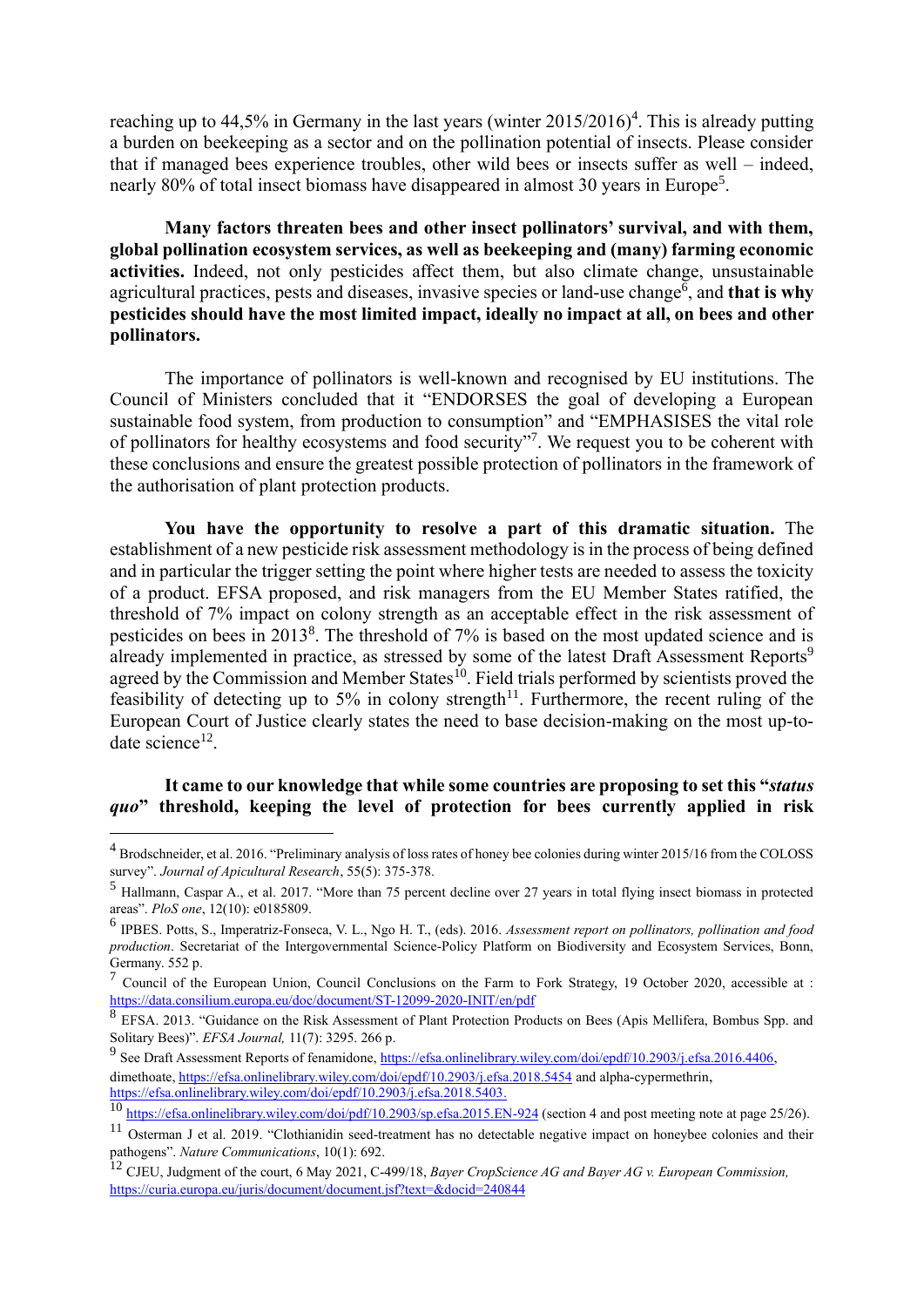reaching up to 44,5% in Germany in the last years (winter 2015/2016)[4]. This is already putting a burden on beekeeping as a sector and on the pollination potential of insects. Please consider that if managed bees experience troubles, other wild bees or insects suffer as well – indeed, nearly 80% of total insect biomass have disappeared in almost 30 years in Europe[5].

**Many factors threaten bees and other insect pollinators' survival, and with them, global pollination ecosystem services, as well as beekeeping and (many) farming economic activities.** Indeed, not only pesticides affect them, but also climate change, unsustainable agricultural practices, pests and diseases, invasive species or land-use change[6], and **that is why pesticides should have the most limited impact, ideally no impact at all, on bees and other pollinators.**

The importance of pollinators is well-known and recognised by EU institutions. The Council of Ministers concluded that it "ENDORSES the goal of developing a European sustainable food system, from production to consumption" and "EMPHASISES the vital role of pollinators for healthy ecosystems and food security"[7]. We request you to be coherent with these conclusions and ensure the greatest possible protection of pollinators in the framework of the authorisation of plant protection products.

**You have the opportunity to resolve a part of this dramatic situation.** The establishment of a new pesticide risk assessment methodology is in the process of being defined and in particular the trigger setting the point where higher tests are needed to assess the toxicity of a product. EFSA proposed, and risk managers from the EU Member States ratified, the threshold of 7% impact on colony strength as an acceptable effect in the risk assessment of pesticides on bees in 2013[8]. The threshold of 7% is based on the most updated science and is already implemented in practice, as stressed by some of the latest Draft Assessment Reports[9] agreed by the Commission and Member States[10]. Field trials performed by scientists proved the feasibility of detecting up to 5% in colony strength[11]. Furthermore, the recent ruling of the European Court of Justice clearly states the need to base decision-making on the most up-to-date science[12].

**It came to our knowledge that while some countries are proposing to set this "*status quo*" threshold, keeping the level of protection for bees currently applied in risk**

---

[4] Brodschneider, et al. 2016. "Preliminary analysis of loss rates of honey bee colonies during winter 2015/16 from the COLOSS survey". *Journal of Apicultural Research*, 55(5): 375-378.

[5] Hallmann, Caspar A., et al. 2017. "More than 75 percent decline over 27 years in total flying insect biomass in protected areas". *PloS one*, 12(10): e0185809.

[6] IPBES. Potts, S., Imperatriz-Fonseca, V. L., Ngo H. T., (eds). 2016. *Assessment report on pollinators, pollination and food production*. Secretariat of the Intergovernmental Science-Policy Platform on Biodiversity and Ecosystem Services, Bonn, Germany. 552 p.

[7] Council of the European Union, Council Conclusions on the Farm to Fork Strategy, 19 October 2020, accessible at : https://data.consilium.europa.eu/doc/document/ST-12099-2020-INIT/en/pdf

[8] EFSA. 2013. "Guidance on the Risk Assessment of Plant Protection Products on Bees (Apis Mellifera, Bombus Spp. and Solitary Bees)". *EFSA Journal,* 11(7): 3295. 266 p.

[9] See Draft Assessment Reports of fenamidone, https://efsa.onlinelibrary.wiley.com/doi/epdf/10.2903/j.efsa.2016.4406, dimethoate, https://efsa.onlinelibrary.wiley.com/doi/epdf/10.2903/j.efsa.2018.5454 and alpha-cypermethrin, https://efsa.onlinelibrary.wiley.com/doi/epdf/10.2903/j.efsa.2018.5403.

[10] https://efsa.onlinelibrary.wiley.com/doi/pdf/10.2903/sp.efsa.2015.EN-924 (section 4 and post meeting note at page 25/26).

[11] Osterman J et al. 2019. "Clothianidin seed-treatment has no detectable negative impact on honeybee colonies and their pathogens". *Nature Communications*, 10(1): 692.

[12] CJEU, Judgment of the court, 6 May 2021, C-499/18, *Bayer CropScience AG and Bayer AG v. European Commission,* https://curia.europa.eu/juris/document/document.jsf?text=&docid=240844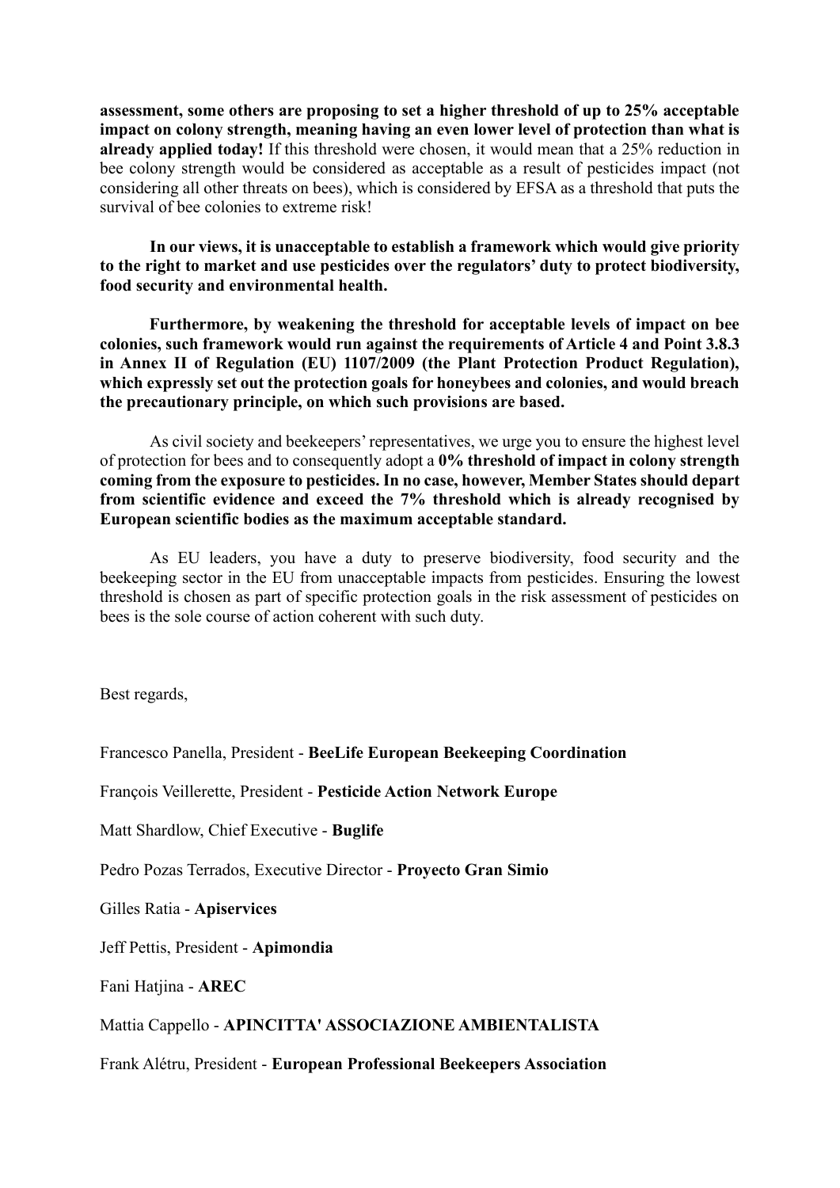**assessment, some others are proposing to set a higher threshold of up to 25% acceptable impact on colony strength, meaning having an even lower level of protection than what is already applied today!** If this threshold were chosen, it would mean that a 25% reduction in bee colony strength would be considered as acceptable as a result of pesticides impact (not considering all other threats on bees), which is considered by EFSA as a threshold that puts the survival of bee colonies to extreme risk!

**In our views, it is unacceptable to establish a framework which would give priority to the right to market and use pesticides over the regulators' duty to protect biodiversity, food security and environmental health.**

**Furthermore, by weakening the threshold for acceptable levels of impact on bee colonies, such framework would run against the requirements of Article 4 and Point 3.8.3 in Annex II of Regulation (EU) 1107/2009 (the Plant Protection Product Regulation), which expressly set out the protection goals for honeybees and colonies, and would breach the precautionary principle, on which such provisions are based.**

As civil society and beekeepers' representatives, we urge you to ensure the highest level of protection for bees and to consequently adopt a **0% threshold of impact in colony strength coming from the exposure to pesticides. In no case, however, Member States should depart from scientific evidence and exceed the 7% threshold which is already recognised by European scientific bodies as the maximum acceptable standard.**

As EU leaders, you have a duty to preserve biodiversity, food security and the beekeeping sector in the EU from unacceptable impacts from pesticides. Ensuring the lowest threshold is chosen as part of specific protection goals in the risk assessment of pesticides on bees is the sole course of action coherent with such duty.

Best regards,

Francesco Panella, President - **BeeLife European Beekeeping Coordination**

François Veillerette, President - **Pesticide Action Network Europe**

Matt Shardlow, Chief Executive - **Buglife**

Pedro Pozas Terrados, Executive Director - **Proyecto Gran Simio**

Gilles Ratia - **Apiservices**

Jeff Pettis, President - **Apimondia**

Fani Hatjina - **AREC**

Mattia Cappello - **APINCITTA' ASSOCIAZIONE AMBIENTALISTA**

Frank Alétru, President - **European Professional Beekeepers Association**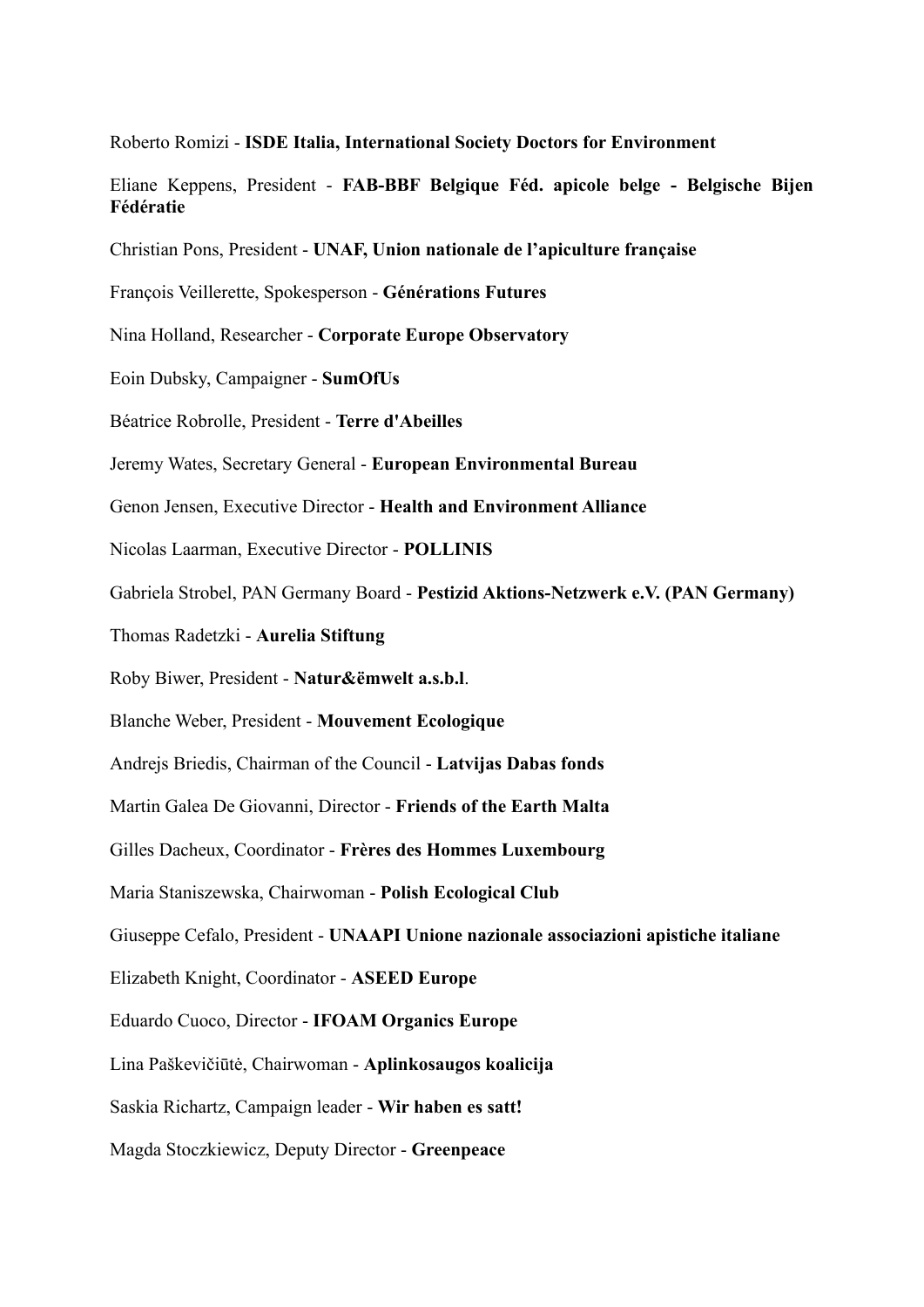Roberto Romizi - **ISDE Italia, International Society Doctors for Environment**

Eliane Keppens, President - **FAB-BBF Belgique Féd. apicole belge - Belgische Bijen Fédératie**

Christian Pons, President - **UNAF, Union nationale de l'apiculture française**

François Veillerette, Spokesperson - **Générations Futures**

Nina Holland, Researcher - **Corporate Europe Observatory**

Eoin Dubsky, Campaigner - **SumOfUs**

Béatrice Robrolle, President - **Terre d'Abeilles**

Jeremy Wates, Secretary General - **European Environmental Bureau**

Genon Jensen, Executive Director - **Health and Environment Alliance**

Nicolas Laarman, Executive Director - **POLLINIS**

Gabriela Strobel, PAN Germany Board - **Pestizid Aktions-Netzwerk e.V. (PAN Germany)**

Thomas Radetzki - **Aurelia Stiftung**

Roby Biwer, President - **Natur&ëmwelt a.s.b.l**.

Blanche Weber, President - **Mouvement Ecologique**

Andrejs Briedis, Chairman of the Council - **Latvijas Dabas fonds**

Martin Galea De Giovanni, Director - **Friends of the Earth Malta**

Gilles Dacheux, Coordinator - **Frères des Hommes Luxembourg**

Maria Staniszewska, Chairwoman - **Polish Ecological Club**

Giuseppe Cefalo, President - **UNAAPI Unione nazionale associazioni apistiche italiane**

Elizabeth Knight, Coordinator - **ASEED Europe**

Eduardo Cuoco, Director - **IFOAM Organics Europe**

Lina Paškevičiūtė, Chairwoman - **Aplinkosaugos koalicija**

Saskia Richartz, Campaign leader - **Wir haben es satt!**

Magda Stoczkiewicz, Deputy Director - **Greenpeace**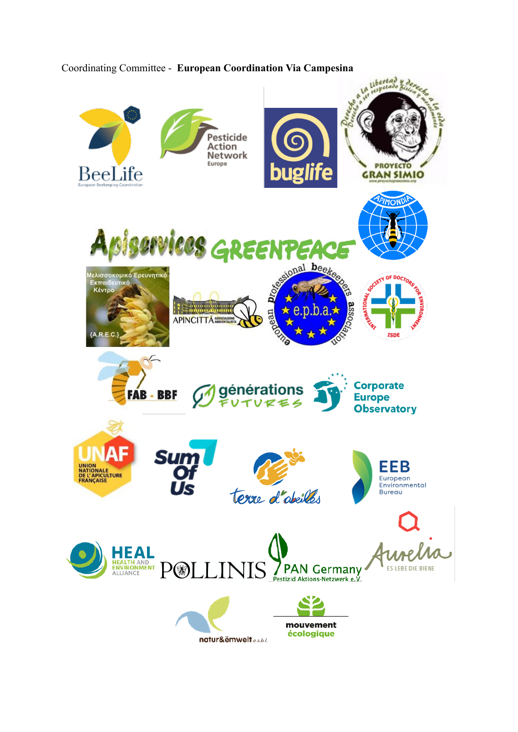Coordinating Committee - **European Coordination Via Campesina**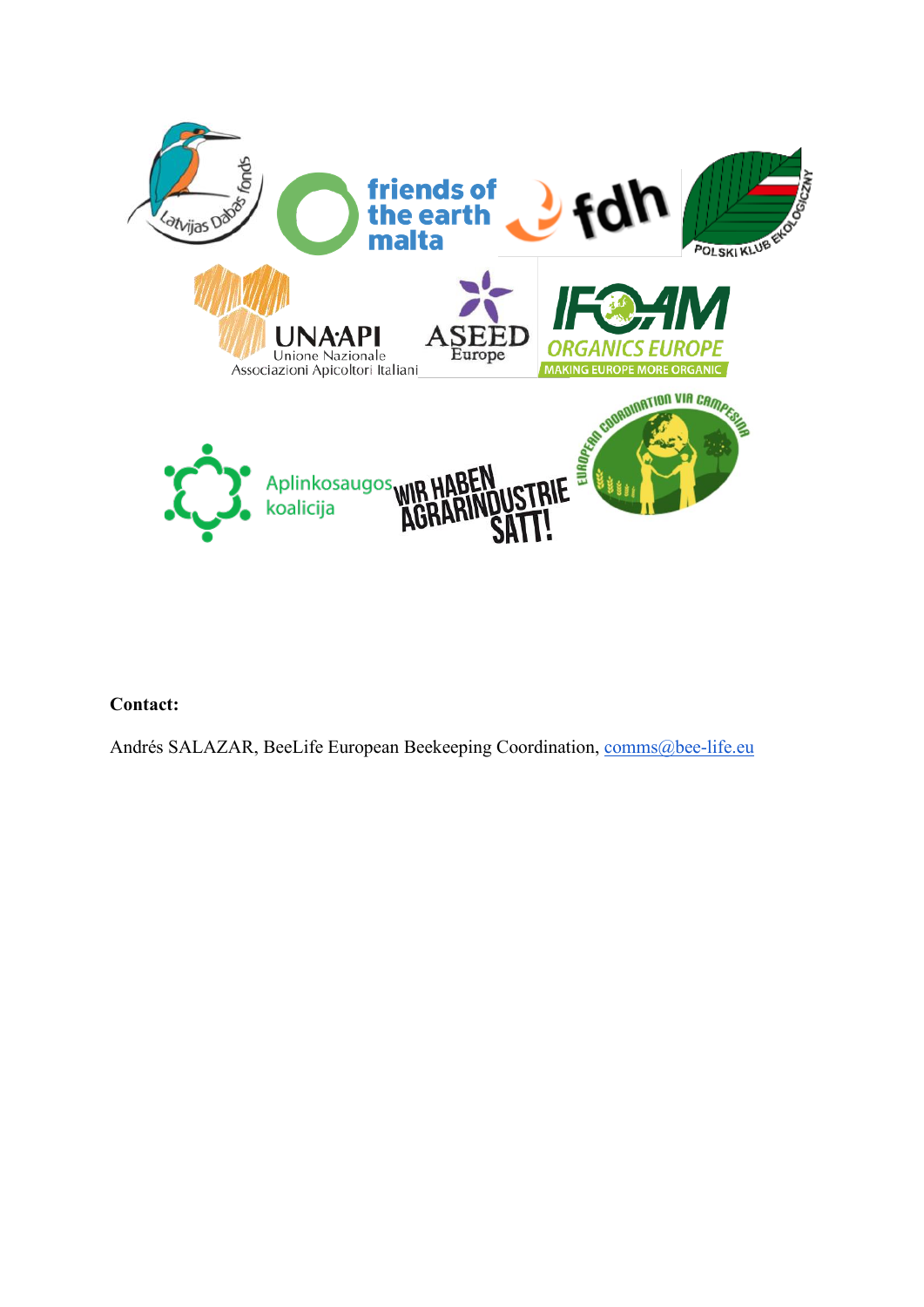**Contact:**

Andrés SALAZAR, BeeLife European Beekeeping Coordination, comms@bee-life.eu